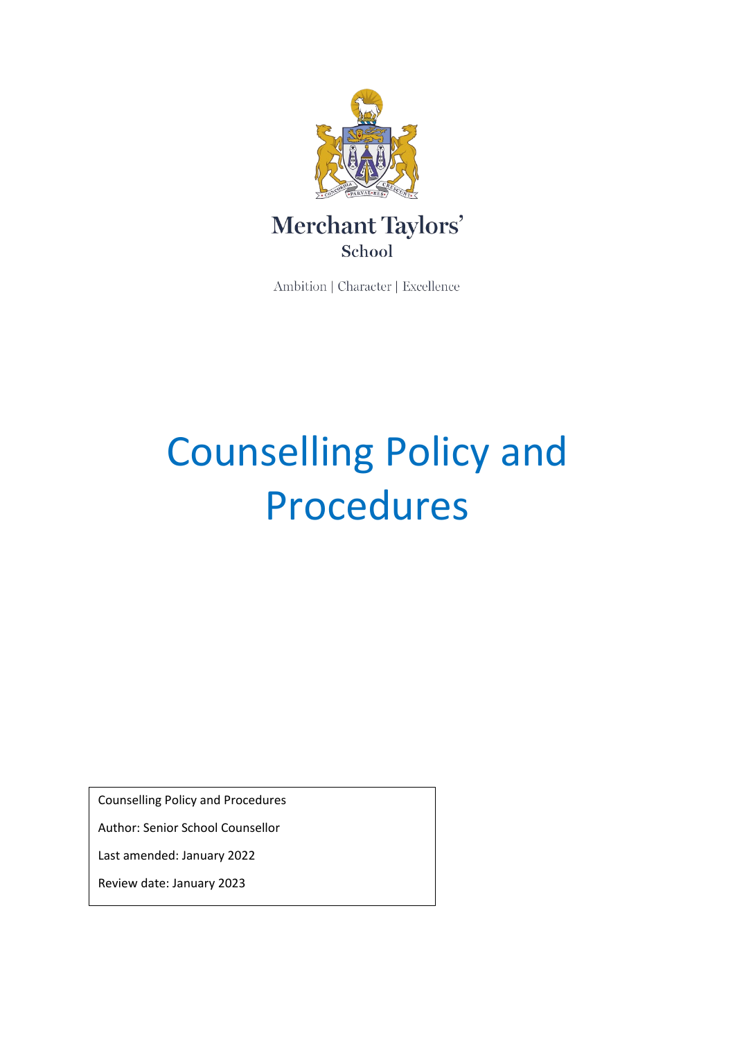Merchant Taylors'
School

Ambition | Character | Excellence

# Counselling Policy and Procedures

Counselling Policy and Procedures

Author: Senior School Counsellor

Last amended: January 2022

Review date: January 2023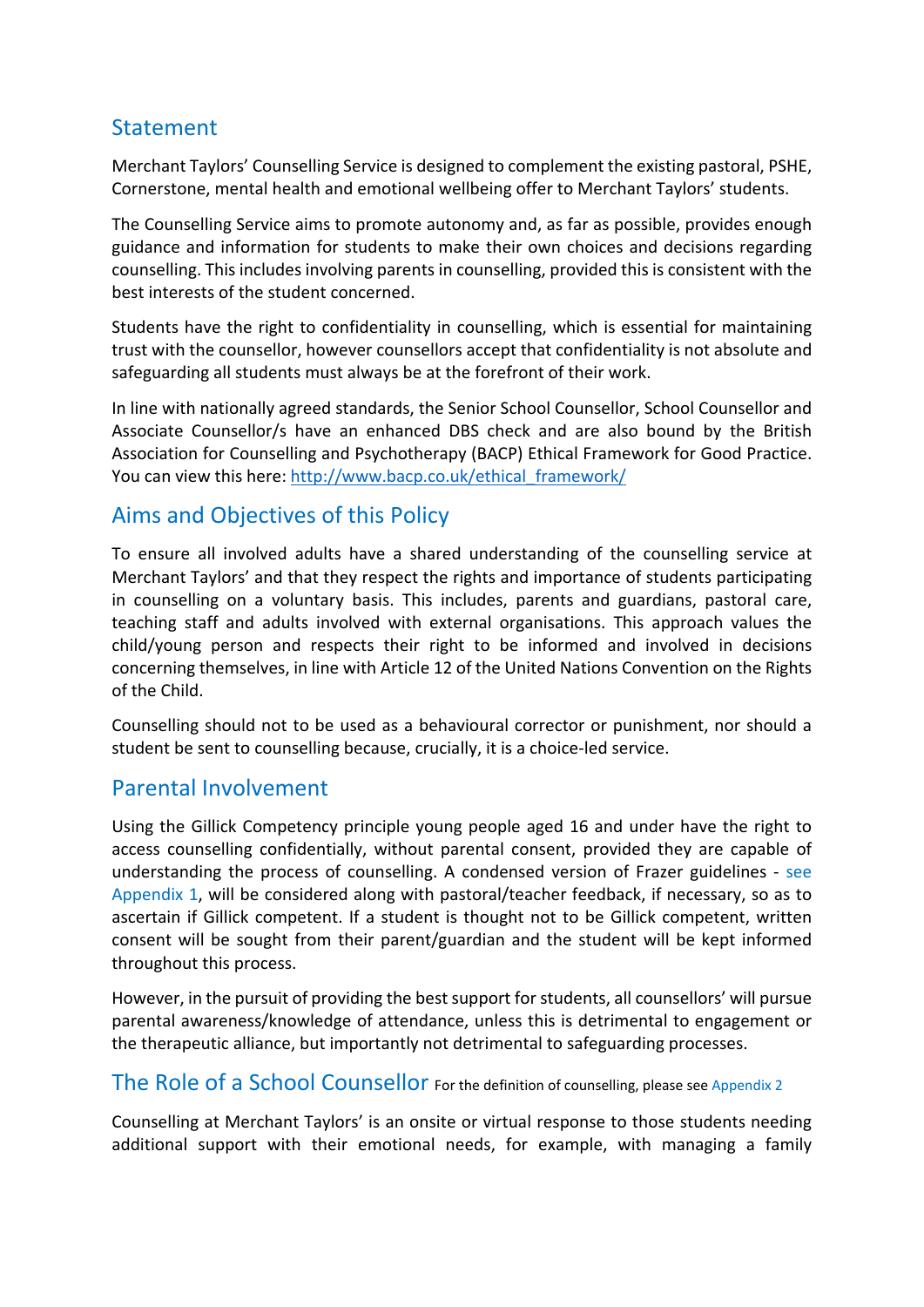## Statement

Merchant Taylors' Counselling Service is designed to complement the existing pastoral, PSHE, Cornerstone, mental health and emotional wellbeing offer to Merchant Taylors' students.

The Counselling Service aims to promote autonomy and, as far as possible, provides enough guidance and information for students to make their own choices and decisions regarding counselling. This includes involving parents in counselling, provided this is consistent with the best interests of the student concerned.

Students have the right to confidentiality in counselling, which is essential for maintaining trust with the counsellor, however counsellors accept that confidentiality is not absolute and safeguarding all students must always be at the forefront of their work.

In line with nationally agreed standards, the Senior School Counsellor, School Counsellor and Associate Counsellor/s have an enhanced DBS check and are also bound by the British Association for Counselling and Psychotherapy (BACP) Ethical Framework for Good Practice. You can view this here: http://www.bacp.co.uk/ethical_framework/

## Aims and Objectives of this Policy

To ensure all involved adults have a shared understanding of the counselling service at Merchant Taylors' and that they respect the rights and importance of students participating in counselling on a voluntary basis. This includes, parents and guardians, pastoral care, teaching staff and adults involved with external organisations. This approach values the child/young person and respects their right to be informed and involved in decisions concerning themselves, in line with Article 12 of the United Nations Convention on the Rights of the Child.

Counselling should not to be used as a behavioural corrector or punishment, nor should a student be sent to counselling because, crucially, it is a choice-led service.

## Parental Involvement

Using the Gillick Competency principle young people aged 16 and under have the right to access counselling confidentially, without parental consent, provided they are capable of understanding the process of counselling. A condensed version of Frazer guidelines - see Appendix 1, will be considered along with pastoral/teacher feedback, if necessary, so as to ascertain if Gillick competent. If a student is thought not to be Gillick competent, written consent will be sought from their parent/guardian and the student will be kept informed throughout this process.

However, in the pursuit of providing the best support for students, all counsellors' will pursue parental awareness/knowledge of attendance, unless this is detrimental to engagement or the therapeutic alliance, but importantly not detrimental to safeguarding processes.

## The Role of a School Counsellor

For the definition of counselling, please see Appendix 2

Counselling at Merchant Taylors' is an onsite or virtual response to those students needing additional support with their emotional needs, for example, with managing a family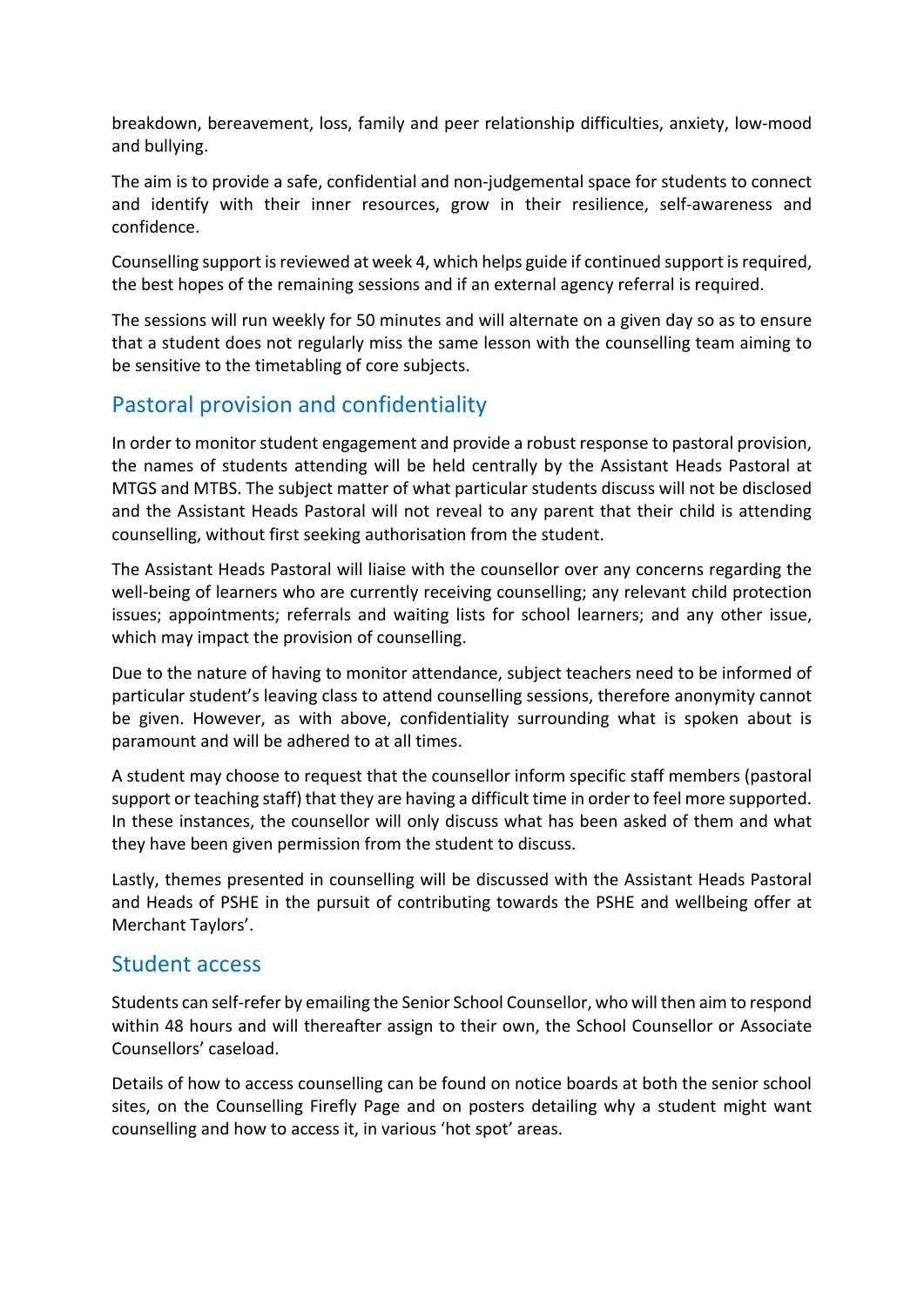breakdown, bereavement, loss, family and peer relationship difficulties, anxiety, low-mood and bullying.

The aim is to provide a safe, confidential and non-judgemental space for students to connect and identify with their inner resources, grow in their resilience, self-awareness and confidence.

Counselling support is reviewed at week 4, which helps guide if continued support is required, the best hopes of the remaining sessions and if an external agency referral is required.

The sessions will run weekly for 50 minutes and will alternate on a given day so as to ensure that a student does not regularly miss the same lesson with the counselling team aiming to be sensitive to the timetabling of core subjects.

## Pastoral provision and confidentiality

In order to monitor student engagement and provide a robust response to pastoral provision, the names of students attending will be held centrally by the Assistant Heads Pastoral at MTGS and MTBS. The subject matter of what particular students discuss will not be disclosed and the Assistant Heads Pastoral will not reveal to any parent that their child is attending counselling, without first seeking authorisation from the student.

The Assistant Heads Pastoral will liaise with the counsellor over any concerns regarding the well-being of learners who are currently receiving counselling; any relevant child protection issues; appointments; referrals and waiting lists for school learners; and any other issue, which may impact the provision of counselling.

Due to the nature of having to monitor attendance, subject teachers need to be informed of particular student's leaving class to attend counselling sessions, therefore anonymity cannot be given. However, as with above, confidentiality surrounding what is spoken about is paramount and will be adhered to at all times.

A student may choose to request that the counsellor inform specific staff members (pastoral support or teaching staff) that they are having a difficult time in order to feel more supported. In these instances, the counsellor will only discuss what has been asked of them and what they have been given permission from the student to discuss.

Lastly, themes presented in counselling will be discussed with the Assistant Heads Pastoral and Heads of PSHE in the pursuit of contributing towards the PSHE and wellbeing offer at Merchant Taylors'.

## Student access

Students can self-refer by emailing the Senior School Counsellor, who will then aim to respond within 48 hours and will thereafter assign to their own, the School Counsellor or Associate Counsellors' caseload.

Details of how to access counselling can be found on notice boards at both the senior school sites, on the Counselling Firefly Page and on posters detailing why a student might want counselling and how to access it, in various 'hot spot' areas.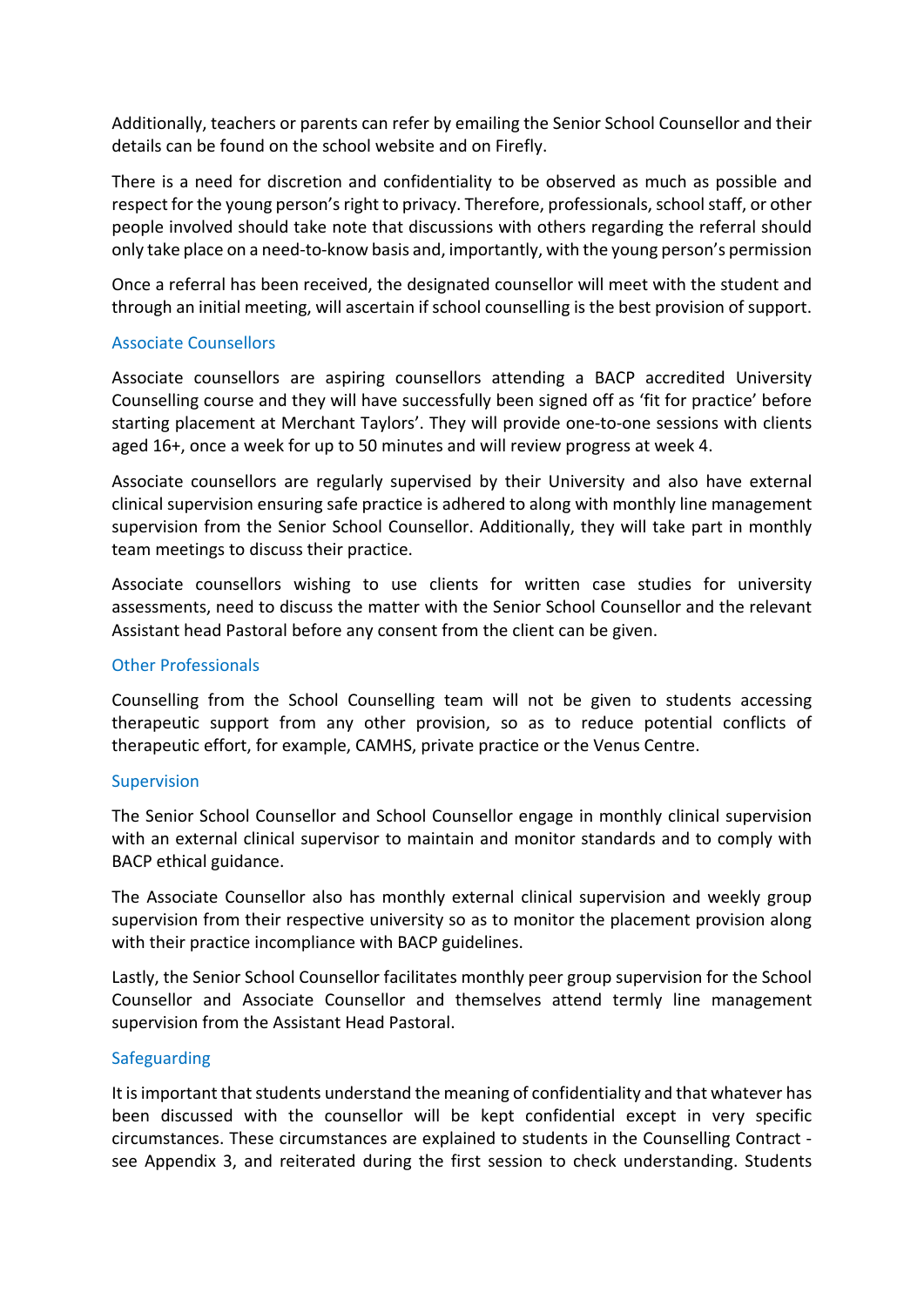Additionally, teachers or parents can refer by emailing the Senior School Counsellor and their details can be found on the school website and on Firefly.

There is a need for discretion and confidentiality to be observed as much as possible and respect for the young person's right to privacy. Therefore, professionals, school staff, or other people involved should take note that discussions with others regarding the referral should only take place on a need-to-know basis and, importantly, with the young person's permission

Once a referral has been received, the designated counsellor will meet with the student and through an initial meeting, will ascertain if school counselling is the best provision of support.

### Associate Counsellors

Associate counsellors are aspiring counsellors attending a BACP accredited University Counselling course and they will have successfully been signed off as 'fit for practice' before starting placement at Merchant Taylors'. They will provide one-to-one sessions with clients aged 16+, once a week for up to 50 minutes and will review progress at week 4.

Associate counsellors are regularly supervised by their University and also have external clinical supervision ensuring safe practice is adhered to along with monthly line management supervision from the Senior School Counsellor. Additionally, they will take part in monthly team meetings to discuss their practice.

Associate counsellors wishing to use clients for written case studies for university assessments, need to discuss the matter with the Senior School Counsellor and the relevant Assistant head Pastoral before any consent from the client can be given.

### Other Professionals

Counselling from the School Counselling team will not be given to students accessing therapeutic support from any other provision, so as to reduce potential conflicts of therapeutic effort, for example, CAMHS, private practice or the Venus Centre.

### Supervision

The Senior School Counsellor and School Counsellor engage in monthly clinical supervision with an external clinical supervisor to maintain and monitor standards and to comply with BACP ethical guidance.

The Associate Counsellor also has monthly external clinical supervision and weekly group supervision from their respective university so as to monitor the placement provision along with their practice incompliance with BACP guidelines.

Lastly, the Senior School Counsellor facilitates monthly peer group supervision for the School Counsellor and Associate Counsellor and themselves attend termly line management supervision from the Assistant Head Pastoral.

### Safeguarding

It is important that students understand the meaning of confidentiality and that whatever has been discussed with the counsellor will be kept confidential except in very specific circumstances. These circumstances are explained to students in the Counselling Contract - see Appendix 3, and reiterated during the first session to check understanding. Students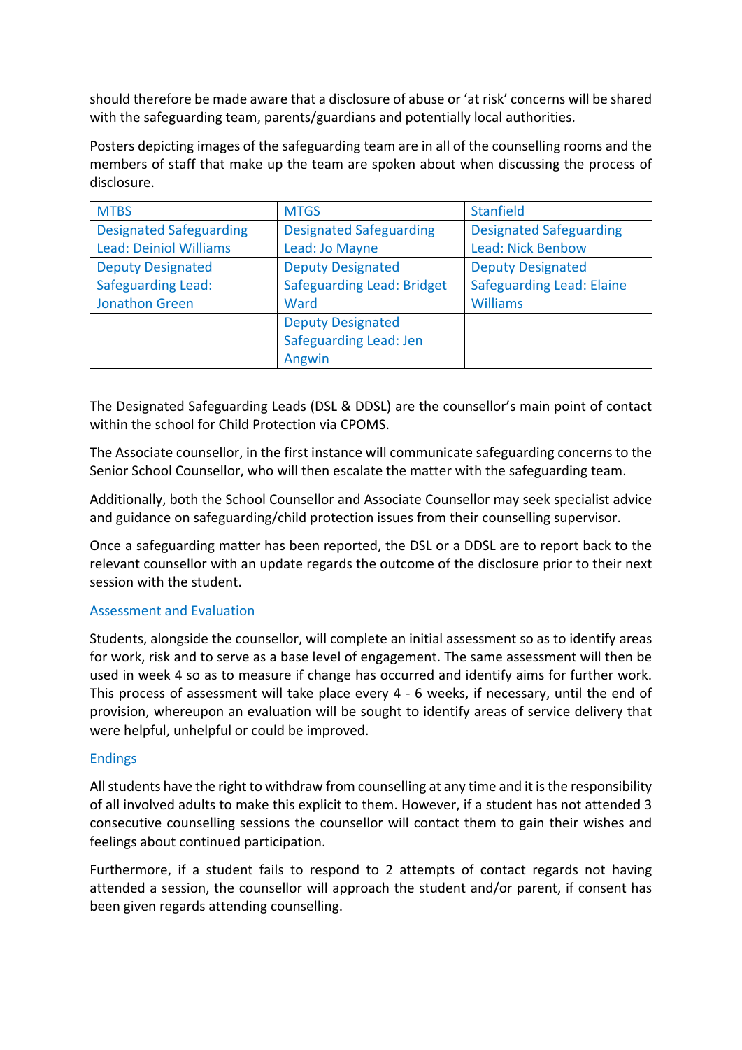should therefore be made aware that a disclosure of abuse or 'at risk' concerns will be shared with the safeguarding team, parents/guardians and potentially local authorities.

Posters depicting images of the safeguarding team are in all of the counselling rooms and the members of staff that make up the team are spoken about when discussing the process of disclosure.

| MTBS | MTGS | Stanfield |
|---|---|---|
| Designated Safeguarding Lead: Deiniol Williams | Designated Safeguarding Lead: Jo Mayne | Designated Safeguarding Lead: Nick Benbow |
| Deputy Designated Safeguarding Lead: Jonathon Green | Deputy Designated Safeguarding Lead: Bridget Ward | Deputy Designated Safeguarding Lead: Elaine Williams |
| | Deputy Designated Safeguarding Lead: Jen Angwin | |

The Designated Safeguarding Leads (DSL & DDSL) are the counsellor's main point of contact within the school for Child Protection via CPOMS.

The Associate counsellor, in the first instance will communicate safeguarding concerns to the Senior School Counsellor, who will then escalate the matter with the safeguarding team.

Additionally, both the School Counsellor and Associate Counsellor may seek specialist advice and guidance on safeguarding/child protection issues from their counselling supervisor.

Once a safeguarding matter has been reported, the DSL or a DDSL are to report back to the relevant counsellor with an update regards the outcome of the disclosure prior to their next session with the student.

## Assessment and Evaluation

Students, alongside the counsellor, will complete an initial assessment so as to identify areas for work, risk and to serve as a base level of engagement. The same assessment will then be used in week 4 so as to measure if change has occurred and identify aims for further work. This process of assessment will take place every 4 - 6 weeks, if necessary, until the end of provision, whereupon an evaluation will be sought to identify areas of service delivery that were helpful, unhelpful or could be improved.

## Endings

All students have the right to withdraw from counselling at any time and it is the responsibility of all involved adults to make this explicit to them. However, if a student has not attended 3 consecutive counselling sessions the counsellor will contact them to gain their wishes and feelings about continued participation.

Furthermore, if a student fails to respond to 2 attempts of contact regards not having attended a session, the counsellor will approach the student and/or parent, if consent has been given regards attending counselling.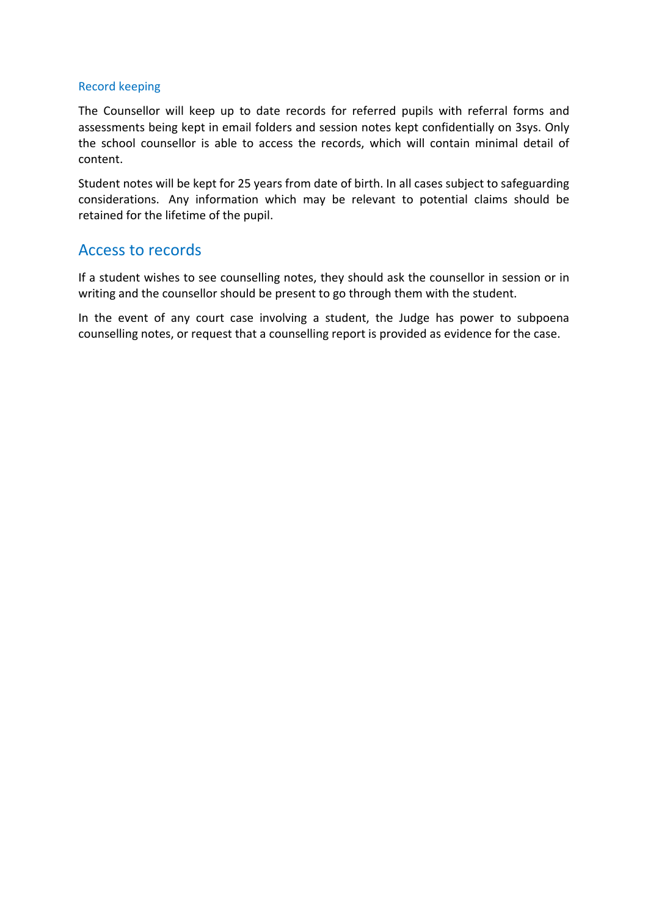### Record keeping

The Counsellor will keep up to date records for referred pupils with referral forms and assessments being kept in email folders and session notes kept confidentially on 3sys. Only the school counsellor is able to access the records, which will contain minimal detail of content.

Student notes will be kept for 25 years from date of birth. In all cases subject to safeguarding considerations. Any information which may be relevant to potential claims should be retained for the lifetime of the pupil.

## Access to records

If a student wishes to see counselling notes, they should ask the counsellor in session or in writing and the counsellor should be present to go through them with the student.

In the event of any court case involving a student, the Judge has power to subpoena counselling notes, or request that a counselling report is provided as evidence for the case.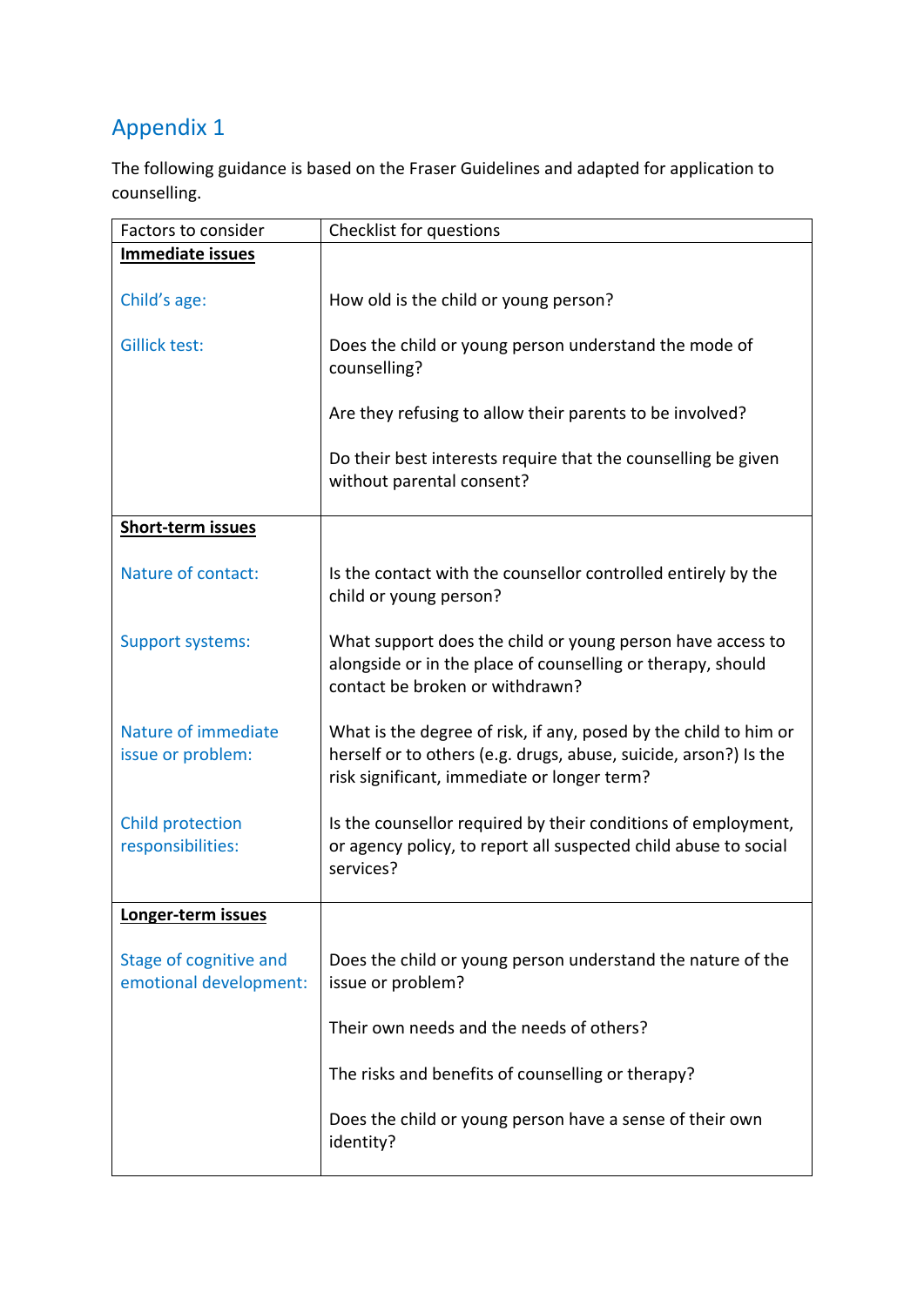## Appendix 1

The following guidance is based on the Fraser Guidelines and adapted for application to counselling.

| Factors to consider | Checklist for questions |
|---|---|
| **Immediate issues** | |
| Child's age: | How old is the child or young person? |
| Gillick test: | Does the child or young person understand the mode of counselling? |
| | Are they refusing to allow their parents to be involved? |
| | Do their best interests require that the counselling be given without parental consent? |
| **Short-term issues** | |
| Nature of contact: | Is the contact with the counsellor controlled entirely by the child or young person? |
| Support systems: | What support does the child or young person have access to alongside or in the place of counselling or therapy, should contact be broken or withdrawn? |
| Nature of immediate issue or problem: | What is the degree of risk, if any, posed by the child to him or herself or to others (e.g. drugs, abuse, suicide, arson?) Is the risk significant, immediate or longer term? |
| Child protection responsibilities: | Is the counsellor required by their conditions of employment, or agency policy, to report all suspected child abuse to social services? |
| **Longer-term issues** | |
| Stage of cognitive and emotional development: | Does the child or young person understand the nature of the issue or problem? |
| | Their own needs and the needs of others? |
| | The risks and benefits of counselling or therapy? |
| | Does the child or young person have a sense of their own identity? |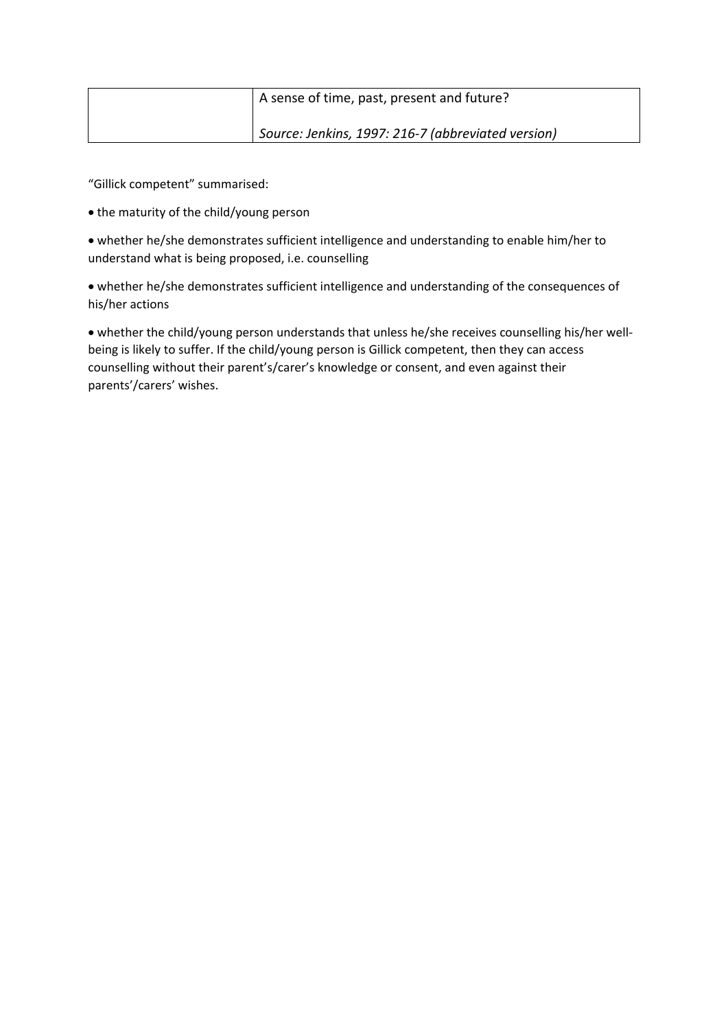|  | A sense of time, past, present and future?<br><br>*Source: Jenkins, 1997: 216-7 (abbreviated version)* |
| --- | --- |

"Gillick competent" summarised:

- the maturity of the child/young person
- whether he/she demonstrates sufficient intelligence and understanding to enable him/her to understand what is being proposed, i.e. counselling
- whether he/she demonstrates sufficient intelligence and understanding of the consequences of his/her actions
- whether the child/young person understands that unless he/she receives counselling his/her well-being is likely to suffer. If the child/young person is Gillick competent, then they can access counselling without their parent's/carer's knowledge or consent, and even against their parents'/carers' wishes.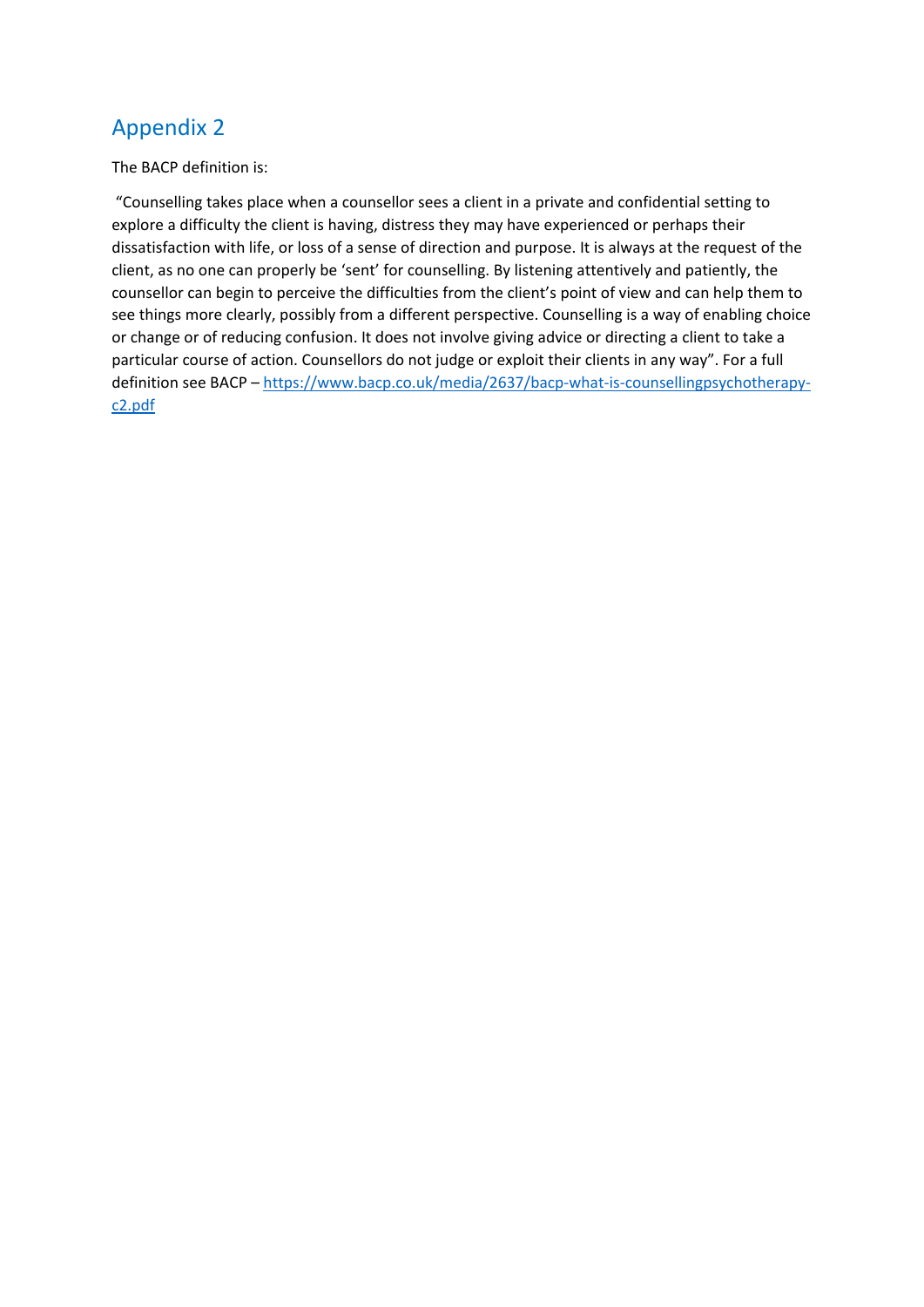## Appendix 2

The BACP definition is:

"Counselling takes place when a counsellor sees a client in a private and confidential setting to explore a difficulty the client is having, distress they may have experienced or perhaps their dissatisfaction with life, or loss of a sense of direction and purpose. It is always at the request of the client, as no one can properly be 'sent' for counselling. By listening attentively and patiently, the counsellor can begin to perceive the difficulties from the client's point of view and can help them to see things more clearly, possibly from a different perspective. Counselling is a way of enabling choice or change or of reducing confusion. It does not involve giving advice or directing a client to take a particular course of action. Counsellors do not judge or exploit their clients in any way". For a full definition see BACP – [https://www.bacp.co.uk/media/2637/bacp-what-is-counsellingpsychotherapy-c2.pdf](https://www.bacp.co.uk/media/2637/bacp-what-is-counsellingpsychotherapy-c2.pdf)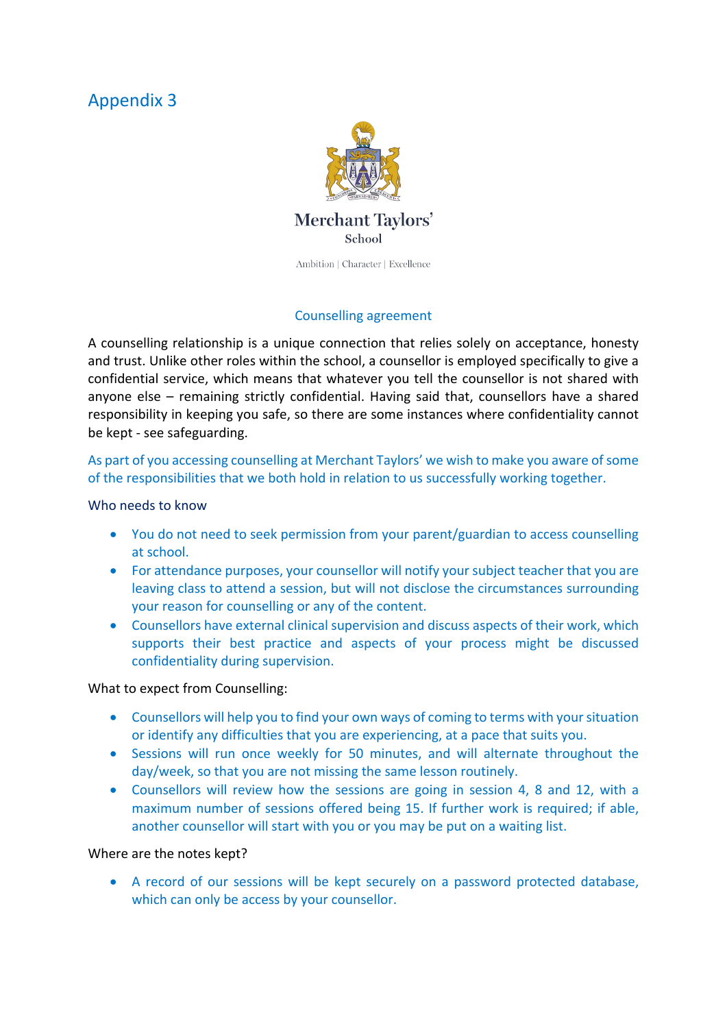## Appendix 3

Merchant Taylors'
School

Ambition | Character | Excellence

### Counselling agreement

A counselling relationship is a unique connection that relies solely on acceptance, honesty and trust. Unlike other roles within the school, a counsellor is employed specifically to give a confidential service, which means that whatever you tell the counsellor is not shared with anyone else – remaining strictly confidential. Having said that, counsellors have a shared responsibility in keeping you safe, so there are some instances where confidentiality cannot be kept - see safeguarding.

As part of you accessing counselling at Merchant Taylors' we wish to make you aware of some of the responsibilities that we both hold in relation to us successfully working together.

Who needs to know

- You do not need to seek permission from your parent/guardian to access counselling at school.
- For attendance purposes, your counsellor will notify your subject teacher that you are leaving class to attend a session, but will not disclose the circumstances surrounding your reason for counselling or any of the content.
- Counsellors have external clinical supervision and discuss aspects of their work, which supports their best practice and aspects of your process might be discussed confidentiality during supervision.

What to expect from Counselling:

- Counsellors will help you to find your own ways of coming to terms with your situation or identify any difficulties that you are experiencing, at a pace that suits you.
- Sessions will run once weekly for 50 minutes, and will alternate throughout the day/week, so that you are not missing the same lesson routinely.
- Counsellors will review how the sessions are going in session 4, 8 and 12, with a maximum number of sessions offered being 15. If further work is required; if able, another counsellor will start with you or you may be put on a waiting list.

Where are the notes kept?

- A record of our sessions will be kept securely on a password protected database, which can only be access by your counsellor.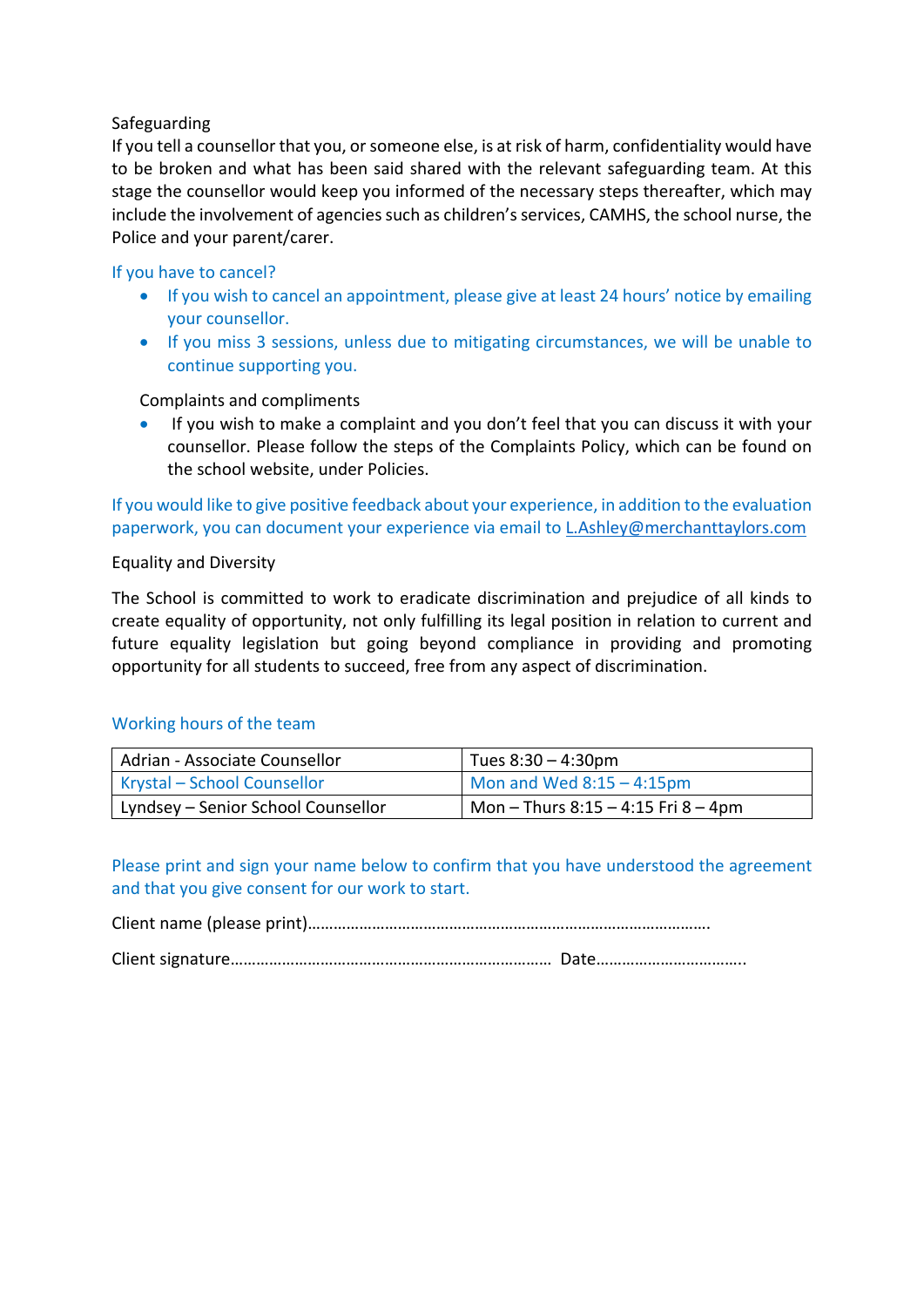Safeguarding

If you tell a counsellor that you, or someone else, is at risk of harm, confidentiality would have to be broken and what has been said shared with the relevant safeguarding team. At this stage the counsellor would keep you informed of the necessary steps thereafter, which may include the involvement of agencies such as children's services, CAMHS, the school nurse, the Police and your parent/carer.

If you have to cancel?

- If you wish to cancel an appointment, please give at least 24 hours' notice by emailing your counsellor.
- If you miss 3 sessions, unless due to mitigating circumstances, we will be unable to continue supporting you.

Complaints and compliments

- If you wish to make a complaint and you don't feel that you can discuss it with your counsellor. Please follow the steps of the Complaints Policy, which can be found on the school website, under Policies.

If you would like to give positive feedback about your experience, in addition to the evaluation paperwork, you can document your experience via email to L.Ashley@merchanttaylors.com

Equality and Diversity

The School is committed to work to eradicate discrimination and prejudice of all kinds to create equality of opportunity, not only fulfilling its legal position in relation to current and future equality legislation but going beyond compliance in providing and promoting opportunity for all students to succeed, free from any aspect of discrimination.

Working hours of the team

| | |
|---|---|
| Adrian - Associate Counsellor | Tues 8:30 – 4:30pm |
| Krystal – School Counsellor | Mon and Wed 8:15 – 4:15pm |
| Lyndsey – Senior School Counsellor | Mon – Thurs 8:15 – 4:15 Fri 8 – 4pm |

Please print and sign your name below to confirm that you have understood the agreement and that you give consent for our work to start.

Client name (please print)……………………………………………………………………………….

Client signature………………………………………………………………… Date……………………………..